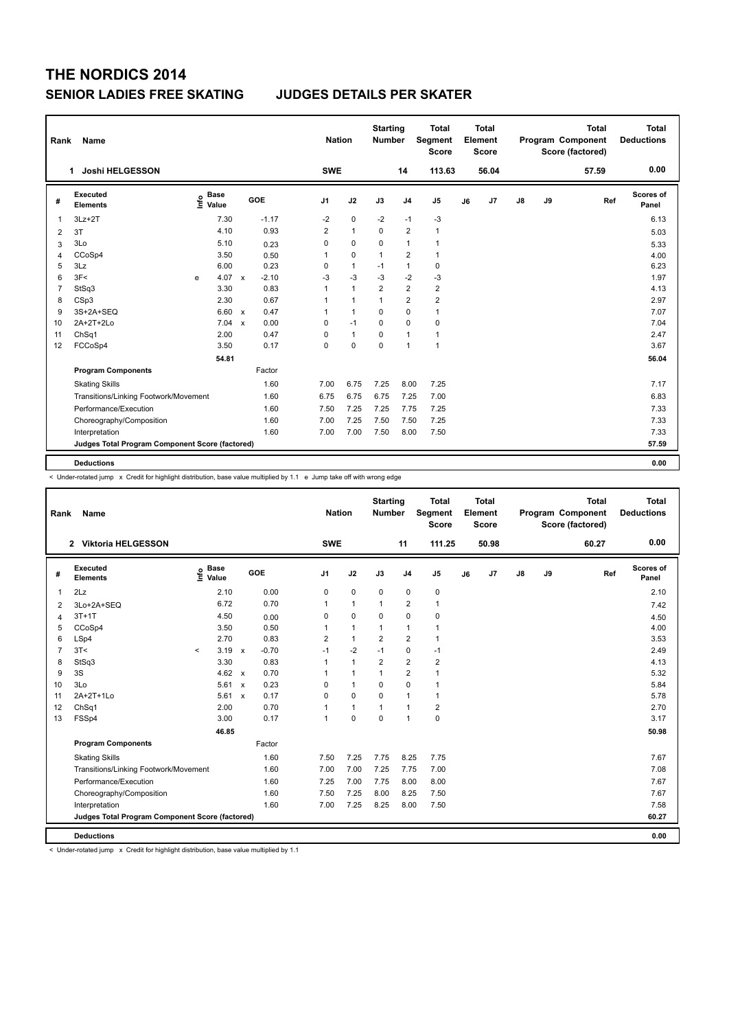# THE NORDICS 2014

## SENIOR LADIES FREE SKATING — JUDGES DETAILS PER SKATER

| Rank | Name | Nation | Starting Number | Total Segment Score | Total Element Score | Total Program Component Score (factored) | Total Deductions |
|---|---|---|---|---|---|---|---|
| 1 | Joshi HELGESSON | SWE | 14 | 113.63 | 56.04 | 57.59 | 0.00 |

| # | Executed Elements | Info | Base Value | | GOE | J1 | J2 | J3 | J4 | J5 | J6 | J7 | J8 | J9 | Ref | Scores of Panel |
|---|---|---|---|---|---|---|---|---|---|---|---|---|---|---|---|---|
| 1 | 3Lz+2T | | 7.30 | | -1.17 | -2 | 0 | -2 | -1 | -3 | | | | | | 6.13 |
| 2 | 3T | | 4.10 | | 0.93 | 2 | 1 | 0 | 2 | 1 | | | | | | 5.03 |
| 3 | 3Lo | | 5.10 | | 0.23 | 0 | 0 | 0 | 1 | 1 | | | | | | 5.33 |
| 4 | CCoSp4 | | 3.50 | | 0.50 | 1 | 0 | 1 | 2 | 1 | | | | | | 4.00 |
| 5 | 3Lz | | 6.00 | | 0.23 | 0 | 1 | -1 | 1 | 0 | | | | | | 6.23 |
| 6 | 3F< | e | 4.07 | x | -2.10 | -3 | -3 | -3 | -2 | -3 | | | | | | 1.97 |
| 7 | StSq3 | | 3.30 | | 0.83 | 1 | 1 | 2 | 2 | 2 | | | | | | 4.13 |
| 8 | CSp3 | | 2.30 | | 0.67 | 1 | 1 | 1 | 2 | 2 | | | | | | 2.97 |
| 9 | 3S+2A+SEQ | | 6.60 | x | 0.47 | 1 | 1 | 0 | 0 | 1 | | | | | | 7.07 |
| 10 | 2A+2T+2Lo | | 7.04 | x | 0.00 | 0 | -1 | 0 | 0 | 0 | | | | | | 7.04 |
| 11 | ChSq1 | | 2.00 | | 0.47 | 0 | 1 | 0 | 1 | 1 | | | | | | 2.47 |
| 12 | FCCoSp4 | | 3.50 | | 0.17 | 0 | 0 | 0 | 1 | 1 | | | | | | 3.67 |
| | | | 54.81 | | | | | | | | | | | | | 56.04 |
| | **Program Components** | | | | Factor | | | | | | | | | | | |
| | Skating Skills | | | | 1.60 | 7.00 | 6.75 | 7.25 | 8.00 | 7.25 | | | | | | 7.17 |
| | Transitions/Linking Footwork/Movement | | | | 1.60 | 6.75 | 6.75 | 6.75 | 7.25 | 7.00 | | | | | | 6.83 |
| | Performance/Execution | | | | 1.60 | 7.50 | 7.25 | 7.25 | 7.75 | 7.25 | | | | | | 7.33 |
| | Choreography/Composition | | | | 1.60 | 7.00 | 7.25 | 7.50 | 7.50 | 7.25 | | | | | | 7.33 |
| | Interpretation | | | | 1.60 | 7.00 | 7.00 | 7.50 | 8.00 | 7.50 | | | | | | 7.33 |
| | **Judges Total Program Component Score (factored)** | | | | | | | | | | | | | | | 57.59 |
| | **Deductions** | | | | | | | | | | | | | | | 0.00 |

< Under-rotated jump x Credit for highlight distribution, base value multiplied by 1.1 e Jump take off with wrong edge

| Rank | Name | Nation | Starting Number | Total Segment Score | Total Element Score | Total Program Component Score (factored) | Total Deductions |
|---|---|---|---|---|---|---|---|
| 2 | Viktoria HELGESSON | SWE | 11 | 111.25 | 50.98 | 60.27 | 0.00 |

| # | Executed Elements | Info | Base Value | | GOE | J1 | J2 | J3 | J4 | J5 | J6 | J7 | J8 | J9 | Ref | Scores of Panel |
|---|---|---|---|---|---|---|---|---|---|---|---|---|---|---|---|---|
| 1 | 2Lz | | 2.10 | | 0.00 | 0 | 0 | 0 | 0 | 0 | | | | | | 2.10 |
| 2 | 3Lo+2A+SEQ | | 6.72 | | 0.70 | 1 | 1 | 1 | 2 | 1 | | | | | | 7.42 |
| 4 | 3T+1T | | 4.50 | | 0.00 | 0 | 0 | 0 | 0 | 0 | | | | | | 4.50 |
| 5 | CCoSp4 | | 3.50 | | 0.50 | 1 | 1 | 1 | 1 | 1 | | | | | | 4.00 |
| 6 | LSp4 | | 2.70 | | 0.83 | 2 | 1 | 2 | 2 | 1 | | | | | | 3.53 |
| 7 | 3T< | < | 3.19 | x | -0.70 | -1 | -2 | -1 | 0 | -1 | | | | | | 2.49 |
| 8 | StSq3 | | 3.30 | | 0.83 | 1 | 1 | 2 | 2 | 2 | | | | | | 4.13 |
| 9 | 3S | | 4.62 | x | 0.70 | 1 | 1 | 1 | 2 | 1 | | | | | | 5.32 |
| 10 | 3Lo | | 5.61 | x | 0.23 | 0 | 1 | 0 | 0 | 1 | | | | | | 5.84 |
| 11 | 2A+2T+1Lo | | 5.61 | x | 0.17 | 0 | 0 | 0 | 1 | 1 | | | | | | 5.78 |
| 12 | ChSq1 | | 2.00 | | 0.70 | 1 | 1 | 1 | 1 | 2 | | | | | | 2.70 |
| 13 | FSSp4 | | 3.00 | | 0.17 | 1 | 0 | 0 | 1 | 0 | | | | | | 3.17 |
| | | | 46.85 | | | | | | | | | | | | | 50.98 |
| | **Program Components** | | | | Factor | | | | | | | | | | | |
| | Skating Skills | | | | 1.60 | 7.50 | 7.25 | 7.75 | 8.25 | 7.75 | | | | | | 7.67 |
| | Transitions/Linking Footwork/Movement | | | | 1.60 | 7.00 | 7.00 | 7.25 | 7.75 | 7.00 | | | | | | 7.08 |
| | Performance/Execution | | | | 1.60 | 7.25 | 7.00 | 7.75 | 8.00 | 8.00 | | | | | | 7.67 |
| | Choreography/Composition | | | | 1.60 | 7.50 | 7.25 | 8.00 | 8.25 | 7.50 | | | | | | 7.67 |
| | Interpretation | | | | 1.60 | 7.00 | 7.25 | 8.25 | 8.00 | 7.50 | | | | | | 7.58 |
| | **Judges Total Program Component Score (factored)** | | | | | | | | | | | | | | | 60.27 |
| | **Deductions** | | | | | | | | | | | | | | | 0.00 |

< Under-rotated jump x Credit for highlight distribution, base value multiplied by 1.1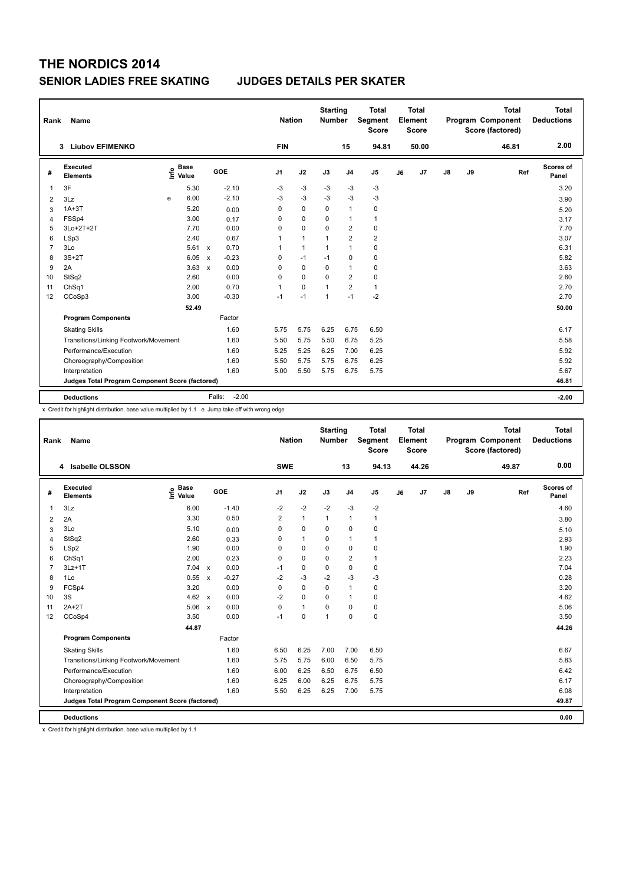# THE NORDICS 2014

## SENIOR LADIES FREE SKATING JUDGES DETAILS PER SKATER

| Rank | Name | Nation | Starting Number | Total Segment Score | Total Element Score | Total Program Component Score (factored) | Total Deductions |
|---|---|---|---|---|---|---|---|
| 3 | Liubov EFIMENKO | FIN | 15 | 94.81 | 50.00 | 46.81 | 2.00 |

| # | Executed Elements | Info | Base Value | | GOE | J1 | J2 | J3 | J4 | J5 | J6 | J7 | J8 | J9 | Ref | Scores of Panel |
|---|---|---|---|---|---|---|---|---|---|---|---|---|---|---|---|---|
| 1 | 3F | | 5.30 | | -2.10 | -3 | -3 | -3 | -3 | -3 | | | | | | 3.20 |
| 2 | 3Lz | e | 6.00 | | -2.10 | -3 | -3 | -3 | -3 | -3 | | | | | | 3.90 |
| 3 | 1A+3T | | 5.20 | | 0.00 | 0 | 0 | 0 | 1 | 0 | | | | | | 5.20 |
| 4 | FSSp4 | | 3.00 | | 0.17 | 0 | 0 | 0 | 1 | 1 | | | | | | 3.17 |
| 5 | 3Lo+2T+2T | | 7.70 | | 0.00 | 0 | 0 | 0 | 2 | 0 | | | | | | 7.70 |
| 6 | LSp3 | | 2.40 | | 0.67 | 1 | 1 | 1 | 2 | 2 | | | | | | 3.07 |
| 7 | 3Lo | | 5.61 | x | 0.70 | 1 | 1 | 1 | 1 | 0 | | | | | | 6.31 |
| 8 | 3S+2T | | 6.05 | x | -0.23 | 0 | -1 | -1 | 0 | 0 | | | | | | 5.82 |
| 9 | 2A | | 3.63 | x | 0.00 | 0 | 0 | 0 | 1 | 0 | | | | | | 3.63 |
| 10 | StSq2 | | 2.60 | | 0.00 | 0 | 0 | 0 | 2 | 0 | | | | | | 2.60 |
| 11 | ChSq1 | | 2.00 | | 0.70 | 1 | 0 | 1 | 2 | 1 | | | | | | 2.70 |
| 12 | CCoSp3 | | 3.00 | | -0.30 | -1 | -1 | 1 | -1 | -2 | | | | | | 2.70 |
| | | | 52.49 | | | | | | | | | | | | | 50.00 |
| | **Program Components** | | | | Factor | | | | | | | | | | | |
| | Skating Skills | | | | 1.60 | 5.75 | 5.75 | 6.25 | 6.75 | 6.50 | | | | | | 6.17 |
| | Transitions/Linking Footwork/Movement | | | | 1.60 | 5.50 | 5.75 | 5.50 | 6.75 | 5.25 | | | | | | 5.58 |
| | Performance/Execution | | | | 1.60 | 5.25 | 5.25 | 6.25 | 7.00 | 6.25 | | | | | | 5.92 |
| | Choreography/Composition | | | | 1.60 | 5.50 | 5.75 | 5.75 | 6.75 | 6.25 | | | | | | 5.92 |
| | Interpretation | | | | 1.60 | 5.00 | 5.50 | 5.75 | 6.75 | 5.75 | | | | | | 5.67 |
| | **Judges Total Program Component Score (factored)** | | | | | | | | | | | | | | | 46.81 |
| | **Deductions** | | | | Falls: -2.00 | | | | | | | | | | | -2.00 |

x Credit for highlight distribution, base value multiplied by 1.1 e Jump take off with wrong edge

| Rank | Name | Nation | Starting Number | Total Segment Score | Total Element Score | Total Program Component Score (factored) | Total Deductions |
|---|---|---|---|---|---|---|---|
| 4 | Isabelle OLSSON | SWE | 13 | 94.13 | 44.26 | 49.87 | 0.00 |

| # | Executed Elements | Info | Base Value | | GOE | J1 | J2 | J3 | J4 | J5 | J6 | J7 | J8 | J9 | Ref | Scores of Panel |
|---|---|---|---|---|---|---|---|---|---|---|---|---|---|---|---|---|
| 1 | 3Lz | | 6.00 | | -1.40 | -2 | -2 | -2 | -3 | -2 | | | | | | 4.60 |
| 2 | 2A | | 3.30 | | 0.50 | 2 | 1 | 1 | 1 | 1 | | | | | | 3.80 |
| 3 | 3Lo | | 5.10 | | 0.00 | 0 | 0 | 0 | 0 | 0 | | | | | | 5.10 |
| 4 | StSq2 | | 2.60 | | 0.33 | 0 | 1 | 0 | 1 | 1 | | | | | | 2.93 |
| 5 | LSp2 | | 1.90 | | 0.00 | 0 | 0 | 0 | 0 | 0 | | | | | | 1.90 |
| 6 | ChSq1 | | 2.00 | | 0.23 | 0 | 0 | 0 | 2 | 1 | | | | | | 2.23 |
| 7 | 3Lz+1T | | 7.04 | x | 0.00 | -1 | 0 | 0 | 0 | 0 | | | | | | 7.04 |
| 8 | 1Lo | | 0.55 | x | -0.27 | -2 | -3 | -2 | -3 | -3 | | | | | | 0.28 |
| 9 | FCSp4 | | 3.20 | | 0.00 | 0 | 0 | 0 | 1 | 0 | | | | | | 3.20 |
| 10 | 3S | | 4.62 | x | 0.00 | -2 | 0 | 0 | 1 | 0 | | | | | | 4.62 |
| 11 | 2A+2T | | 5.06 | x | 0.00 | 0 | 1 | 0 | 0 | 0 | | | | | | 5.06 |
| 12 | CCoSp4 | | 3.50 | | 0.00 | -1 | 0 | 1 | 0 | 0 | | | | | | 3.50 |
| | | | 44.87 | | | | | | | | | | | | | 44.26 |
| | **Program Components** | | | | Factor | | | | | | | | | | | |
| | Skating Skills | | | | 1.60 | 6.50 | 6.25 | 7.00 | 7.00 | 6.50 | | | | | | 6.67 |
| | Transitions/Linking Footwork/Movement | | | | 1.60 | 5.75 | 5.75 | 6.00 | 6.50 | 5.75 | | | | | | 5.83 |
| | Performance/Execution | | | | 1.60 | 6.00 | 6.25 | 6.50 | 6.75 | 6.50 | | | | | | 6.42 |
| | Choreography/Composition | | | | 1.60 | 6.25 | 6.00 | 6.25 | 6.75 | 5.75 | | | | | | 6.17 |
| | Interpretation | | | | 1.60 | 5.50 | 6.25 | 6.25 | 7.00 | 5.75 | | | | | | 6.08 |
| | **Judges Total Program Component Score (factored)** | | | | | | | | | | | | | | | 49.87 |
| | **Deductions** | | | | | | | | | | | | | | | 0.00 |

x Credit for highlight distribution, base value multiplied by 1.1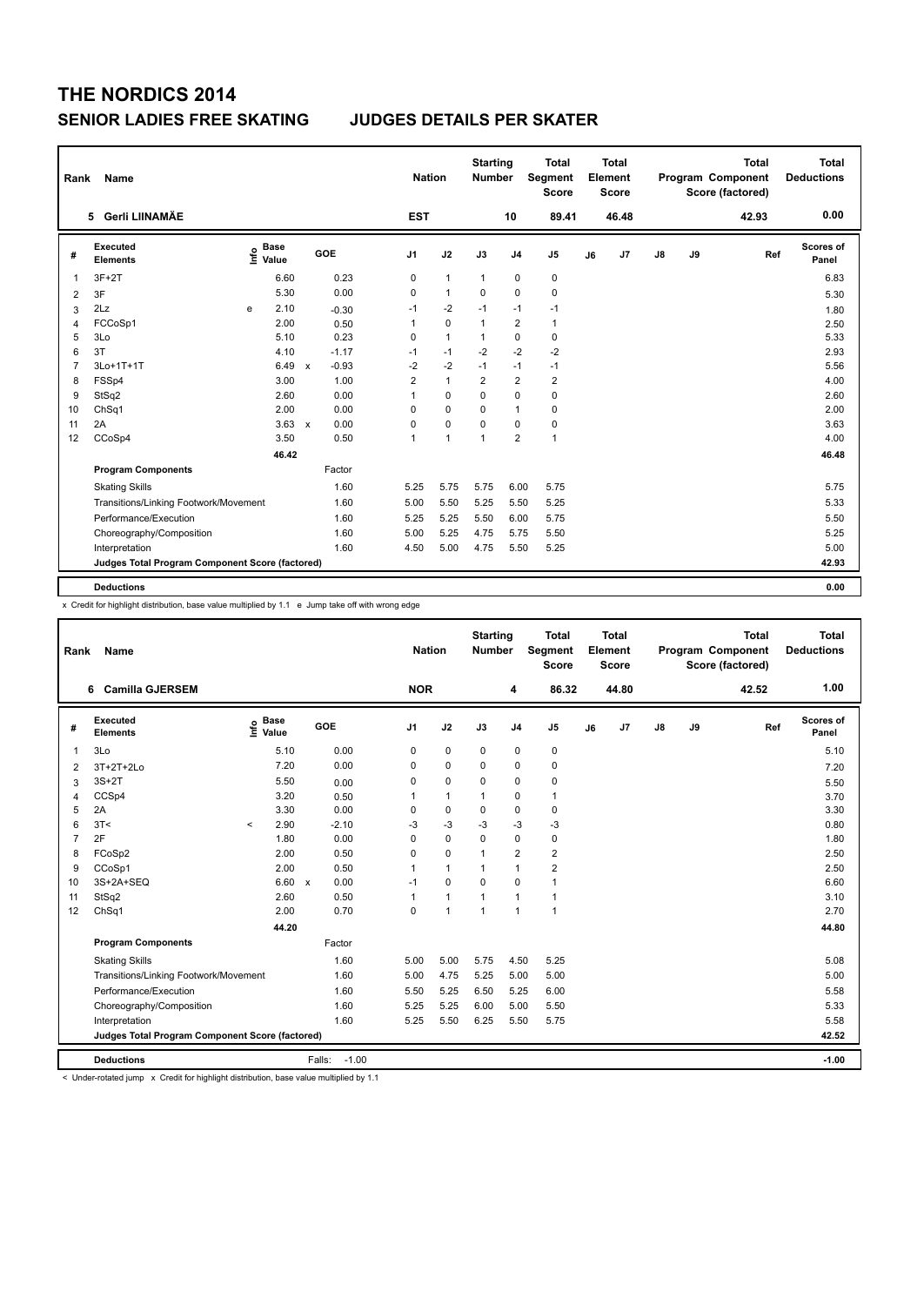# THE NORDICS 2014

## SENIOR LADIES FREE SKATING JUDGES DETAILS PER SKATER

| Rank | Name | Nation | Starting Number | Total Segment Score | Total Element Score | Total Program Component Score (factored) | Total Deductions |
|---|---|---|---|---|---|---|---|
| 5 | Gerli LIINAMÄE | EST | 10 | 89.41 | 46.48 | 42.93 | 0.00 |

| # | Executed Elements | Info | Base Value | | GOE | J1 | J2 | J3 | J4 | J5 | J6 | J7 | J8 | J9 | Ref | Scores of Panel |
|---|---|---|---|---|---|---|---|---|---|---|---|---|---|---|---|---|
| 1 | 3F+2T | | 6.60 | | 0.23 | 0 | 1 | 1 | 0 | 0 | | | | | | 6.83 |
| 2 | 3F | | 5.30 | | 0.00 | 0 | 1 | 0 | 0 | 0 | | | | | | 5.30 |
| 3 | 2Lz | e | 2.10 | | -0.30 | -1 | -2 | -1 | -1 | -1 | | | | | | 1.80 |
| 4 | FCCoSp1 | | 2.00 | | 0.50 | 1 | 0 | 1 | 2 | 1 | | | | | | 2.50 |
| 5 | 3Lo | | 5.10 | | 0.23 | 0 | 1 | 1 | 0 | 0 | | | | | | 5.33 |
| 6 | 3T | | 4.10 | | -1.17 | -1 | -1 | -2 | -2 | -2 | | | | | | 2.93 |
| 7 | 3Lo+1T+1T | | 6.49 | x | -0.93 | -2 | -2 | -1 | -1 | -1 | | | | | | 5.56 |
| 8 | FSSp4 | | 3.00 | | 1.00 | 2 | 1 | 2 | 2 | 2 | | | | | | 4.00 |
| 9 | StSq2 | | 2.60 | | 0.00 | 1 | 0 | 0 | 0 | 0 | | | | | | 2.60 |
| 10 | ChSq1 | | 2.00 | | 0.00 | 0 | 0 | 0 | 1 | 0 | | | | | | 2.00 |
| 11 | 2A | | 3.63 | x | 0.00 | 0 | 0 | 0 | 0 | 0 | | | | | | 3.63 |
| 12 | CCoSp4 | | 3.50 | | 0.50 | 1 | 1 | 1 | 2 | 1 | | | | | | 4.00 |
| | | | 46.42 | | | | | | | | | | | | | 46.48 |
| | **Program Components** | | | | Factor | | | | | | | | | | | |
| | Skating Skills | | | | 1.60 | 5.25 | 5.75 | 5.75 | 6.00 | 5.75 | | | | | | 5.75 |
| | Transitions/Linking Footwork/Movement | | | | 1.60 | 5.00 | 5.50 | 5.25 | 5.50 | 5.25 | | | | | | 5.33 |
| | Performance/Execution | | | | 1.60 | 5.25 | 5.25 | 5.50 | 6.00 | 5.75 | | | | | | 5.50 |
| | Choreography/Composition | | | | 1.60 | 5.00 | 5.25 | 4.75 | 5.75 | 5.50 | | | | | | 5.25 |
| | Interpretation | | | | 1.60 | 4.50 | 5.00 | 4.75 | 5.50 | 5.25 | | | | | | 5.00 |
| | **Judges Total Program Component Score (factored)** | | | | | | | | | | | | | | | 42.93 |
| | **Deductions** | | | | | | | | | | | | | | | 0.00 |

x Credit for highlight distribution, base value multiplied by 1.1 e Jump take off with wrong edge

| Rank | Name | Nation | Starting Number | Total Segment Score | Total Element Score | Total Program Component Score (factored) | Total Deductions |
|---|---|---|---|---|---|---|---|
| 6 | Camilla GJERSEM | NOR | 4 | 86.32 | 44.80 | 42.52 | 1.00 |

| # | Executed Elements | Info | Base Value | | GOE | J1 | J2 | J3 | J4 | J5 | J6 | J7 | J8 | J9 | Ref | Scores of Panel |
|---|---|---|---|---|---|---|---|---|---|---|---|---|---|---|---|---|
| 1 | 3Lo | | 5.10 | | 0.00 | 0 | 0 | 0 | 0 | 0 | | | | | | 5.10 |
| 2 | 3T+2T+2Lo | | 7.20 | | 0.00 | 0 | 0 | 0 | 0 | 0 | | | | | | 7.20 |
| 3 | 3S+2T | | 5.50 | | 0.00 | 0 | 0 | 0 | 0 | 0 | | | | | | 5.50 |
| 4 | CCSp4 | | 3.20 | | 0.50 | 1 | 1 | 1 | 0 | 1 | | | | | | 3.70 |
| 5 | 2A | | 3.30 | | 0.00 | 0 | 0 | 0 | 0 | 0 | | | | | | 3.30 |
| 6 | 3T< | < | 2.90 | | -2.10 | -3 | -3 | -3 | -3 | -3 | | | | | | 0.80 |
| 7 | 2F | | 1.80 | | 0.00 | 0 | 0 | 0 | 0 | 0 | | | | | | 1.80 |
| 8 | FCoSp2 | | 2.00 | | 0.50 | 0 | 0 | 1 | 2 | 2 | | | | | | 2.50 |
| 9 | CCoSp1 | | 2.00 | | 0.50 | 1 | 1 | 1 | 1 | 2 | | | | | | 2.50 |
| 10 | 3S+2A+SEQ | | 6.60 | x | 0.00 | -1 | 0 | 0 | 0 | 1 | | | | | | 6.60 |
| 11 | StSq2 | | 2.60 | | 0.50 | 1 | 1 | 1 | 1 | 1 | | | | | | 3.10 |
| 12 | ChSq1 | | 2.00 | | 0.70 | 0 | 1 | 1 | 1 | 1 | | | | | | 2.70 |
| | | | 44.20 | | | | | | | | | | | | | 44.80 |
| | **Program Components** | | | | Factor | | | | | | | | | | | |
| | Skating Skills | | | | 1.60 | 5.00 | 5.00 | 5.75 | 4.50 | 5.25 | | | | | | 5.08 |
| | Transitions/Linking Footwork/Movement | | | | 1.60 | 5.00 | 4.75 | 5.25 | 5.00 | 5.00 | | | | | | 5.00 |
| | Performance/Execution | | | | 1.60 | 5.50 | 5.25 | 6.50 | 5.25 | 6.00 | | | | | | 5.58 |
| | Choreography/Composition | | | | 1.60 | 5.25 | 5.25 | 6.00 | 5.00 | 5.50 | | | | | | 5.33 |
| | Interpretation | | | | 1.60 | 5.25 | 5.50 | 6.25 | 5.50 | 5.75 | | | | | | 5.58 |
| | **Judges Total Program Component Score (factored)** | | | | | | | | | | | | | | | 42.52 |
| | **Deductions** | | | | Falls: -1.00 | | | | | | | | | | | -1.00 |

< Under-rotated jump x Credit for highlight distribution, base value multiplied by 1.1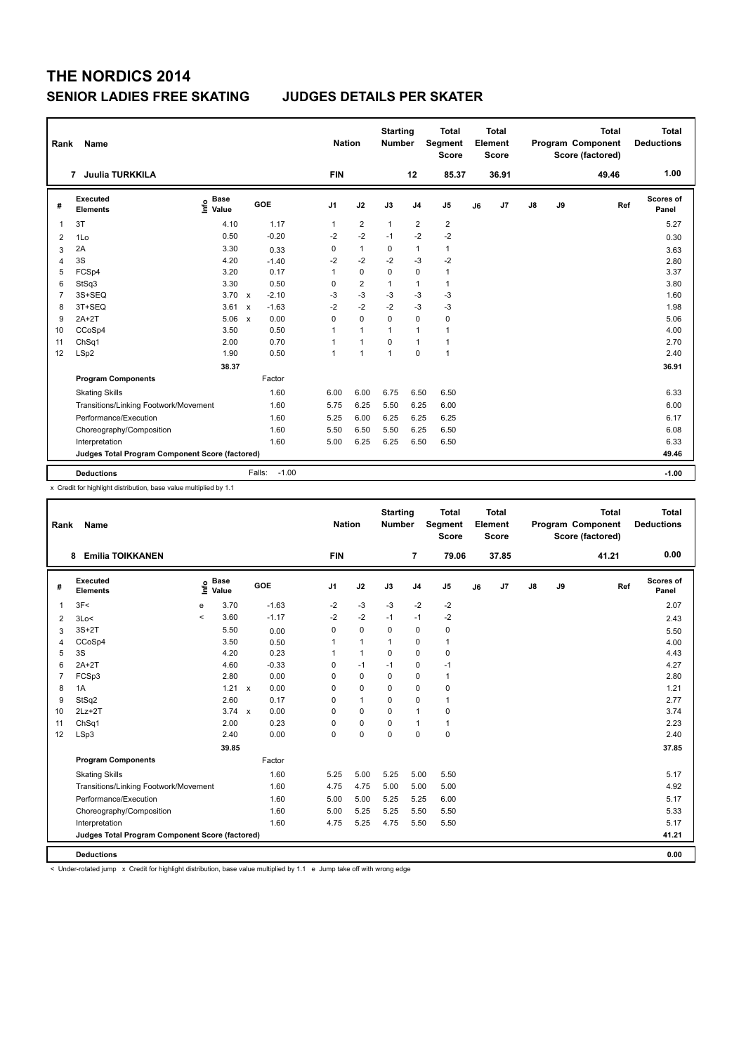# THE NORDICS 2014

## SENIOR LADIES FREE SKATING JUDGES DETAILS PER SKATER

| Rank | Name | Nation | Starting Number | Total Segment Score | Total Element Score | Total Program Component Score (factored) | Total Deductions |
|---|---|---|---|---|---|---|---|
| 7 | Juulia TURKKILA | FIN | 12 | 85.37 | 36.91 | 49.46 | 1.00 |

| # | Executed Elements | Info | Base Value | | GOE | J1 | J2 | J3 | J4 | J5 | J6 | J7 | J8 | J9 | Ref | Scores of Panel |
|---|---|---|---|---|---|---|---|---|---|---|---|---|---|---|---|---|
| 1 | 3T | | 4.10 | | 1.17 | 1 | 2 | 1 | 2 | 2 | | | | | | 5.27 |
| 2 | 1Lo | | 0.50 | | -0.20 | -2 | -2 | -1 | -2 | -2 | | | | | | 0.30 |
| 3 | 2A | | 3.30 | | 0.33 | 0 | 1 | 0 | 1 | 1 | | | | | | 3.63 |
| 4 | 3S | | 4.20 | | -1.40 | -2 | -2 | -2 | -3 | -2 | | | | | | 2.80 |
| 5 | FCSp4 | | 3.20 | | 0.17 | 1 | 0 | 0 | 0 | 1 | | | | | | 3.37 |
| 6 | StSq3 | | 3.30 | | 0.50 | 0 | 2 | 1 | 1 | 1 | | | | | | 3.80 |
| 7 | 3S+SEQ | | 3.70 | x | -2.10 | -3 | -3 | -3 | -3 | -3 | | | | | | 1.60 |
| 8 | 3T+SEQ | | 3.61 | x | -1.63 | -2 | -2 | -2 | -3 | -3 | | | | | | 1.98 |
| 9 | 2A+2T | | 5.06 | x | 0.00 | 0 | 0 | 0 | 0 | 0 | | | | | | 5.06 |
| 10 | CCoSp4 | | 3.50 | | 0.50 | 1 | 1 | 1 | 1 | 1 | | | | | | 4.00 |
| 11 | ChSq1 | | 2.00 | | 0.70 | 1 | 1 | 0 | 1 | 1 | | | | | | 2.70 |
| 12 | LSp2 | | 1.90 | | 0.50 | 1 | 1 | 1 | 0 | 1 | | | | | | 2.40 |
| | | | 38.37 | | | | | | | | | | | | | 36.91 |
| | **Program Components** | | | | Factor | | | | | | | | | | | |
| | Skating Skills | | | | 1.60 | 6.00 | 6.00 | 6.75 | 6.50 | 6.50 | | | | | | 6.33 |
| | Transitions/Linking Footwork/Movement | | | | 1.60 | 5.75 | 6.25 | 5.50 | 6.25 | 6.00 | | | | | | 6.00 |
| | Performance/Execution | | | | 1.60 | 5.25 | 6.00 | 6.25 | 6.25 | 6.25 | | | | | | 6.17 |
| | Choreography/Composition | | | | 1.60 | 5.50 | 6.50 | 5.50 | 6.25 | 6.50 | | | | | | 6.08 |
| | Interpretation | | | | 1.60 | 5.00 | 6.25 | 6.25 | 6.50 | 6.50 | | | | | | 6.33 |
| | **Judges Total Program Component Score (factored)** | | | | | | | | | | | | | | | 49.46 |
| | **Deductions** | | | | Falls: -1.00 | | | | | | | | | | | -1.00 |

x Credit for highlight distribution, base value multiplied by 1.1

| Rank | Name | Nation | Starting Number | Total Segment Score | Total Element Score | Total Program Component Score (factored) | Total Deductions |
|---|---|---|---|---|---|---|---|
| 8 | Emilia TOIKKANEN | FIN | 7 | 79.06 | 37.85 | 41.21 | 0.00 |

| # | Executed Elements | Info | Base Value | | GOE | J1 | J2 | J3 | J4 | J5 | J6 | J7 | J8 | J9 | Ref | Scores of Panel |
|---|---|---|---|---|---|---|---|---|---|---|---|---|---|---|---|---|
| 1 | 3F< | e | 3.70 | | -1.63 | -2 | -3 | -3 | -2 | -2 | | | | | | 2.07 |
| 2 | 3Lo< | < | 3.60 | | -1.17 | -2 | -2 | -1 | -1 | -2 | | | | | | 2.43 |
| 3 | 3S+2T | | 5.50 | | 0.00 | 0 | 0 | 0 | 0 | 0 | | | | | | 5.50 |
| 4 | CCoSp4 | | 3.50 | | 0.50 | 1 | 1 | 1 | 0 | 1 | | | | | | 4.00 |
| 5 | 3S | | 4.20 | | 0.23 | 1 | 1 | 0 | 0 | 0 | | | | | | 4.43 |
| 6 | 2A+2T | | 4.60 | | -0.33 | 0 | -1 | -1 | 0 | -1 | | | | | | 4.27 |
| 7 | FCSp3 | | 2.80 | | 0.00 | 0 | 0 | 0 | 0 | 1 | | | | | | 2.80 |
| 8 | 1A | | 1.21 | x | 0.00 | 0 | 0 | 0 | 0 | 0 | | | | | | 1.21 |
| 9 | StSq2 | | 2.60 | | 0.17 | 0 | 1 | 0 | 0 | 1 | | | | | | 2.77 |
| 10 | 2Lz+2T | | 3.74 | x | 0.00 | 0 | 0 | 0 | 1 | 0 | | | | | | 3.74 |
| 11 | ChSq1 | | 2.00 | | 0.23 | 0 | 0 | 0 | 1 | 1 | | | | | | 2.23 |
| 12 | LSp3 | | 2.40 | | 0.00 | 0 | 0 | 0 | 0 | 0 | | | | | | 2.40 |
| | | | 39.85 | | | | | | | | | | | | | 37.85 |
| | **Program Components** | | | | Factor | | | | | | | | | | | |
| | Skating Skills | | | | 1.60 | 5.25 | 5.00 | 5.25 | 5.00 | 5.50 | | | | | | 5.17 |
| | Transitions/Linking Footwork/Movement | | | | 1.60 | 4.75 | 4.75 | 5.00 | 5.00 | 5.00 | | | | | | 4.92 |
| | Performance/Execution | | | | 1.60 | 5.00 | 5.00 | 5.25 | 5.25 | 6.00 | | | | | | 5.17 |
| | Choreography/Composition | | | | 1.60 | 5.00 | 5.25 | 5.25 | 5.50 | 5.50 | | | | | | 5.33 |
| | Interpretation | | | | 1.60 | 4.75 | 5.25 | 4.75 | 5.50 | 5.50 | | | | | | 5.17 |
| | **Judges Total Program Component Score (factored)** | | | | | | | | | | | | | | | 41.21 |
| | **Deductions** | | | | | | | | | | | | | | | 0.00 |

< Under-rotated jump x Credit for highlight distribution, base value multiplied by 1.1 e Jump take off with wrong edge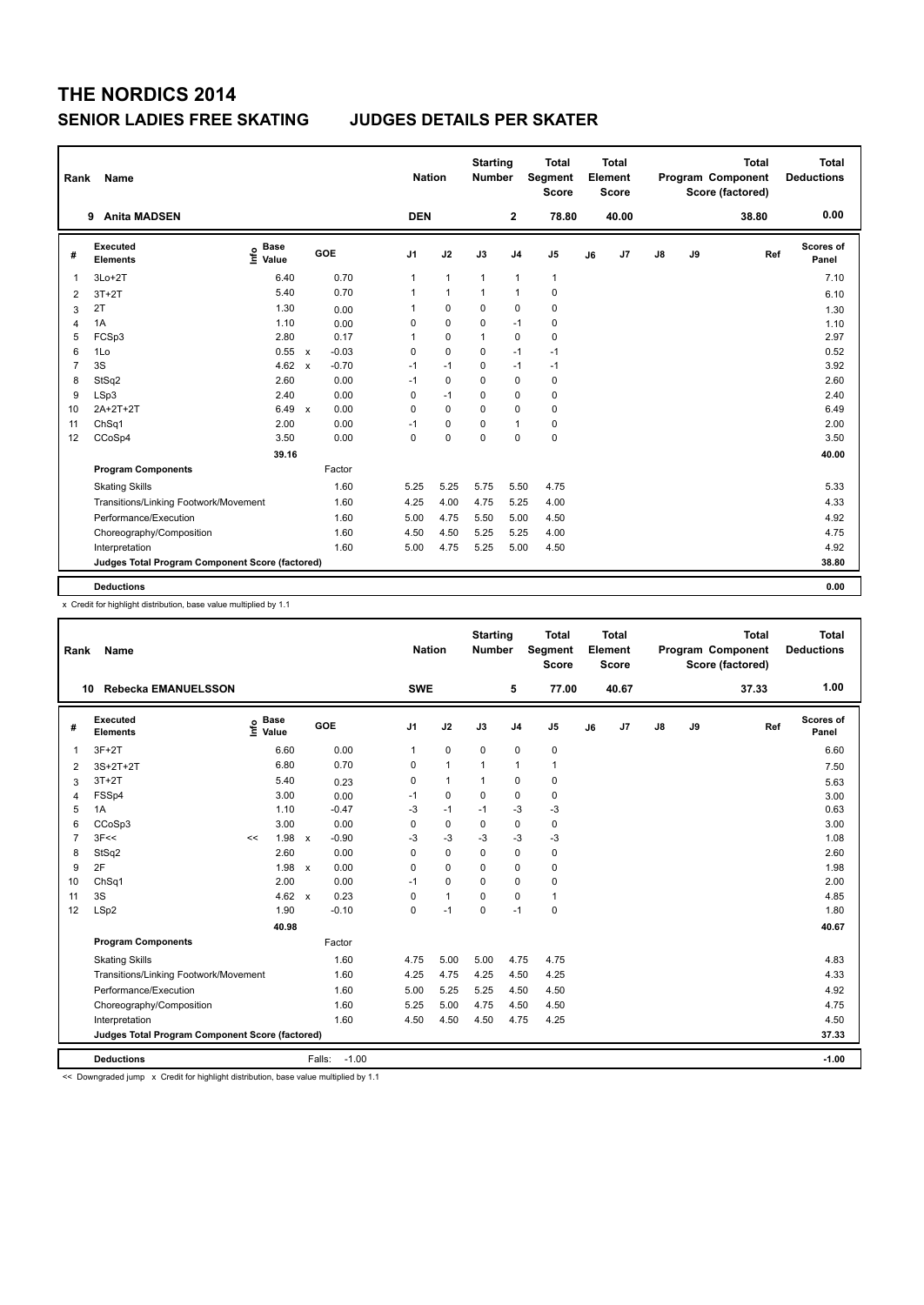# THE NORDICS 2014

## SENIOR LADIES FREE SKATING JUDGES DETAILS PER SKATER

| Rank | Name | Nation | Starting Number | Total Segment Score | Total Element Score | Total Program Component Score (factored) | Total Deductions |
|---|---|---|---|---|---|---|---|
| 9 | Anita MADSEN | DEN | 2 | 78.80 | 40.00 | 38.80 | 0.00 |

| # | Executed Elements | Info | Base Value | | GOE | J1 | J2 | J3 | J4 | J5 | J6 | J7 | J8 | J9 | Ref | Scores of Panel |
|---|---|---|---|---|---|---|---|---|---|---|---|---|---|---|---|---|
| 1 | 3Lo+2T | | 6.40 | | 0.70 | 1 | 1 | 1 | 1 | 1 | | | | | | 7.10 |
| 2 | 3T+2T | | 5.40 | | 0.70 | 1 | 1 | 1 | 1 | 0 | | | | | | 6.10 |
| 3 | 2T | | 1.30 | | 0.00 | 1 | 0 | 0 | 0 | 0 | | | | | | 1.30 |
| 4 | 1A | | 1.10 | | 0.00 | 0 | 0 | 0 | -1 | 0 | | | | | | 1.10 |
| 5 | FCSp3 | | 2.80 | | 0.17 | 1 | 0 | 1 | 0 | 0 | | | | | | 2.97 |
| 6 | 1Lo | | 0.55 | x | -0.03 | 0 | 0 | 0 | -1 | -1 | | | | | | 0.52 |
| 7 | 3S | | 4.62 | x | -0.70 | -1 | -1 | 0 | -1 | -1 | | | | | | 3.92 |
| 8 | StSq2 | | 2.60 | | 0.00 | -1 | 0 | 0 | 0 | 0 | | | | | | 2.60 |
| 9 | LSp3 | | 2.40 | | 0.00 | 0 | -1 | 0 | 0 | 0 | | | | | | 2.40 |
| 10 | 2A+2T+2T | | 6.49 | x | 0.00 | 0 | 0 | 0 | 0 | 0 | | | | | | 6.49 |
| 11 | ChSq1 | | 2.00 | | 0.00 | -1 | 0 | 0 | 1 | 0 | | | | | | 2.00 |
| 12 | CCoSp4 | | 3.50 | | 0.00 | 0 | 0 | 0 | 0 | 0 | | | | | | 3.50 |
| | | | 39.16 | | | | | | | | | | | | | 40.00 |
| | **Program Components** | | | | Factor | | | | | | | | | | | |
| | Skating Skills | | | | 1.60 | 5.25 | 5.25 | 5.75 | 5.50 | 4.75 | | | | | | 5.33 |
| | Transitions/Linking Footwork/Movement | | | | 1.60 | 4.25 | 4.00 | 4.75 | 5.25 | 4.00 | | | | | | 4.33 |
| | Performance/Execution | | | | 1.60 | 5.00 | 4.75 | 5.50 | 5.00 | 4.50 | | | | | | 4.92 |
| | Choreography/Composition | | | | 1.60 | 4.50 | 4.50 | 5.25 | 5.25 | 4.00 | | | | | | 4.75 |
| | Interpretation | | | | 1.60 | 5.00 | 4.75 | 5.25 | 5.00 | 4.50 | | | | | | 4.92 |
| | **Judges Total Program Component Score (factored)** | | | | | | | | | | | | | | | 38.80 |
| | **Deductions** | | | | | | | | | | | | | | | 0.00 |

x Credit for highlight distribution, base value multiplied by 1.1

| Rank | Name | Nation | Starting Number | Total Segment Score | Total Element Score | Total Program Component Score (factored) | Total Deductions |
|---|---|---|---|---|---|---|---|
| 10 | Rebecka EMANUELSSON | SWE | 5 | 77.00 | 40.67 | 37.33 | 1.00 |

| # | Executed Elements | Info | Base Value | | GOE | J1 | J2 | J3 | J4 | J5 | J6 | J7 | J8 | J9 | Ref | Scores of Panel |
|---|---|---|---|---|---|---|---|---|---|---|---|---|---|---|---|---|
| 1 | 3F+2T | | 6.60 | | 0.00 | 1 | 0 | 0 | 0 | 0 | | | | | | 6.60 |
| 2 | 3S+2T+2T | | 6.80 | | 0.70 | 0 | 1 | 1 | 1 | 1 | | | | | | 7.50 |
| 3 | 3T+2T | | 5.40 | | 0.23 | 0 | 1 | 1 | 0 | 0 | | | | | | 5.63 |
| 4 | FSSp4 | | 3.00 | | 0.00 | -1 | 0 | 0 | 0 | 0 | | | | | | 3.00 |
| 5 | 1A | | 1.10 | | -0.47 | -3 | -1 | -1 | -3 | -3 | | | | | | 0.63 |
| 6 | CCoSp3 | | 3.00 | | 0.00 | 0 | 0 | 0 | 0 | 0 | | | | | | 3.00 |
| 7 | 3F<< | << | 1.98 | x | -0.90 | -3 | -3 | -3 | -3 | -3 | | | | | | 1.08 |
| 8 | StSq2 | | 2.60 | | 0.00 | 0 | 0 | 0 | 0 | 0 | | | | | | 2.60 |
| 9 | 2F | | 1.98 | x | 0.00 | 0 | 0 | 0 | 0 | 0 | | | | | | 1.98 |
| 10 | ChSq1 | | 2.00 | | 0.00 | -1 | 0 | 0 | 0 | 0 | | | | | | 2.00 |
| 11 | 3S | | 4.62 | x | 0.23 | 0 | 1 | 0 | 0 | 1 | | | | | | 4.85 |
| 12 | LSp2 | | 1.90 | | -0.10 | 0 | -1 | 0 | -1 | 0 | | | | | | 1.80 |
| | | | 40.98 | | | | | | | | | | | | | 40.67 |
| | **Program Components** | | | | Factor | | | | | | | | | | | |
| | Skating Skills | | | | 1.60 | 4.75 | 5.00 | 5.00 | 4.75 | 4.75 | | | | | | 4.83 |
| | Transitions/Linking Footwork/Movement | | | | 1.60 | 4.25 | 4.75 | 4.25 | 4.50 | 4.25 | | | | | | 4.33 |
| | Performance/Execution | | | | 1.60 | 5.00 | 5.25 | 5.25 | 4.50 | 4.50 | | | | | | 4.92 |
| | Choreography/Composition | | | | 1.60 | 5.25 | 5.00 | 4.75 | 4.50 | 4.50 | | | | | | 4.75 |
| | Interpretation | | | | 1.60 | 4.50 | 4.50 | 4.50 | 4.75 | 4.25 | | | | | | 4.50 |
| | **Judges Total Program Component Score (factored)** | | | | | | | | | | | | | | | 37.33 |
| | **Deductions** | | | | Falls: -1.00 | | | | | | | | | | | -1.00 |

<< Downgraded jump x Credit for highlight distribution, base value multiplied by 1.1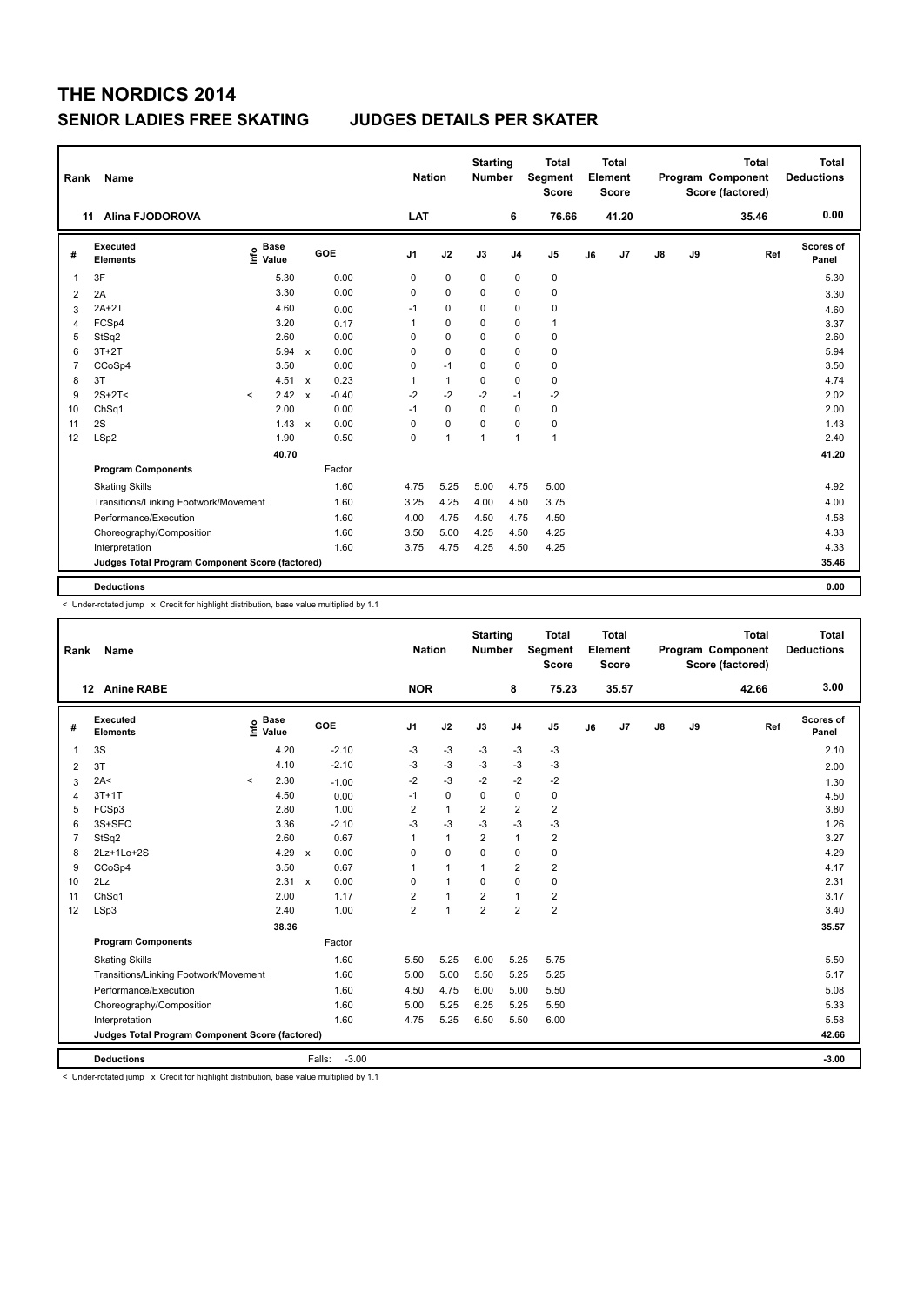# THE NORDICS 2014

## SENIOR LADIES FREE SKATING JUDGES DETAILS PER SKATER

| Rank | Name | Nation | Starting Number | Total Segment Score | Total Element Score | Total Program Component Score (factored) | Total Deductions |
|---|---|---|---|---|---|---|---|
| 11 | Alina FJODOROVA | LAT | 6 | 76.66 | 41.20 | 35.46 | 0.00 |

| # | Executed Elements | Info | Base Value | | GOE | J1 | J2 | J3 | J4 | J5 | J6 | J7 | J8 | J9 | Ref | Scores of Panel |
|---|---|---|---|---|---|---|---|---|---|---|---|---|---|---|---|---|
| 1 | 3F | | 5.30 | | 0.00 | 0 | 0 | 0 | 0 | 0 | | | | | | 5.30 |
| 2 | 2A | | 3.30 | | 0.00 | 0 | 0 | 0 | 0 | 0 | | | | | | 3.30 |
| 3 | 2A+2T | | 4.60 | | 0.00 | -1 | 0 | 0 | 0 | 0 | | | | | | 4.60 |
| 4 | FCSp4 | | 3.20 | | 0.17 | 1 | 0 | 0 | 0 | 1 | | | | | | 3.37 |
| 5 | StSq2 | | 2.60 | | 0.00 | 0 | 0 | 0 | 0 | 0 | | | | | | 2.60 |
| 6 | 3T+2T | | 5.94 | x | 0.00 | 0 | 0 | 0 | 0 | 0 | | | | | | 5.94 |
| 7 | CCoSp4 | | 3.50 | | 0.00 | 0 | -1 | 0 | 0 | 0 | | | | | | 3.50 |
| 8 | 3T | | 4.51 | x | 0.23 | 1 | 1 | 0 | 0 | 0 | | | | | | 4.74 |
| 9 | 2S+2T< | < | 2.42 | x | -0.40 | -2 | -2 | -2 | -1 | -2 | | | | | | 2.02 |
| 10 | ChSq1 | | 2.00 | | 0.00 | -1 | 0 | 0 | 0 | 0 | | | | | | 2.00 |
| 11 | 2S | | 1.43 | x | 0.00 | 0 | 0 | 0 | 0 | 0 | | | | | | 1.43 |
| 12 | LSp2 | | 1.90 | | 0.50 | 0 | 1 | 1 | 1 | 1 | | | | | | 2.40 |
| | | | 40.70 | | | | | | | | | | | | | 41.20 |
| | **Program Components** | | | | Factor | | | | | | | | | | | |
| | Skating Skills | | | | 1.60 | 4.75 | 5.25 | 5.00 | 4.75 | 5.00 | | | | | | 4.92 |
| | Transitions/Linking Footwork/Movement | | | | 1.60 | 3.25 | 4.25 | 4.00 | 4.50 | 3.75 | | | | | | 4.00 |
| | Performance/Execution | | | | 1.60 | 4.00 | 4.75 | 4.50 | 4.75 | 4.50 | | | | | | 4.58 |
| | Choreography/Composition | | | | 1.60 | 3.50 | 5.00 | 4.25 | 4.50 | 4.25 | | | | | | 4.33 |
| | Interpretation | | | | 1.60 | 3.75 | 4.75 | 4.25 | 4.50 | 4.25 | | | | | | 4.33 |
| | **Judges Total Program Component Score (factored)** | | | | | | | | | | | | | | | 35.46 |
| | **Deductions** | | | | | | | | | | | | | | | 0.00 |

< Under-rotated jump x Credit for highlight distribution, base value multiplied by 1.1

| Rank | Name | Nation | Starting Number | Total Segment Score | Total Element Score | Total Program Component Score (factored) | Total Deductions |
|---|---|---|---|---|---|---|---|
| 12 | Anine RABE | NOR | 8 | 75.23 | 35.57 | 42.66 | 3.00 |

| # | Executed Elements | Info | Base Value | | GOE | J1 | J2 | J3 | J4 | J5 | J6 | J7 | J8 | J9 | Ref | Scores of Panel |
|---|---|---|---|---|---|---|---|---|---|---|---|---|---|---|---|---|
| 1 | 3S | | 4.20 | | -2.10 | -3 | -3 | -3 | -3 | -3 | | | | | | 2.10 |
| 2 | 3T | | 4.10 | | -2.10 | -3 | -3 | -3 | -3 | -3 | | | | | | 2.00 |
| 3 | 2A< | < | 2.30 | | -1.00 | -2 | -3 | -2 | -2 | -2 | | | | | | 1.30 |
| 4 | 3T+1T | | 4.50 | | 0.00 | -1 | 0 | 0 | 0 | 0 | | | | | | 4.50 |
| 5 | FCSp3 | | 2.80 | | 1.00 | 2 | 1 | 2 | 2 | 2 | | | | | | 3.80 |
| 6 | 3S+SEQ | | 3.36 | | -2.10 | -3 | -3 | -3 | -3 | -3 | | | | | | 1.26 |
| 7 | StSq2 | | 2.60 | | 0.67 | 1 | 1 | 2 | 1 | 2 | | | | | | 3.27 |
| 8 | 2Lz+1Lo+2S | | 4.29 | x | 0.00 | 0 | 0 | 0 | 0 | 0 | | | | | | 4.29 |
| 9 | CCoSp4 | | 3.50 | | 0.67 | 1 | 1 | 1 | 2 | 2 | | | | | | 4.17 |
| 10 | 2Lz | | 2.31 | x | 0.00 | 0 | 1 | 0 | 0 | 0 | | | | | | 2.31 |
| 11 | ChSq1 | | 2.00 | | 1.17 | 2 | 1 | 2 | 1 | 2 | | | | | | 3.17 |
| 12 | LSp3 | | 2.40 | | 1.00 | 2 | 1 | 2 | 2 | 2 | | | | | | 3.40 |
| | | | 38.36 | | | | | | | | | | | | | 35.57 |
| | **Program Components** | | | | Factor | | | | | | | | | | | |
| | Skating Skills | | | | 1.60 | 5.50 | 5.25 | 6.00 | 5.25 | 5.75 | | | | | | 5.50 |
| | Transitions/Linking Footwork/Movement | | | | 1.60 | 5.00 | 5.00 | 5.50 | 5.25 | 5.25 | | | | | | 5.17 |
| | Performance/Execution | | | | 1.60 | 4.50 | 4.75 | 6.00 | 5.00 | 5.50 | | | | | | 5.08 |
| | Choreography/Composition | | | | 1.60 | 5.00 | 5.25 | 6.25 | 5.25 | 5.50 | | | | | | 5.33 |
| | Interpretation | | | | 1.60 | 4.75 | 5.25 | 6.50 | 5.50 | 6.00 | | | | | | 5.58 |
| | **Judges Total Program Component Score (factored)** | | | | | | | | | | | | | | | 42.66 |
| | **Deductions** | | | | Falls: -3.00 | | | | | | | | | | | -3.00 |

< Under-rotated jump x Credit for highlight distribution, base value multiplied by 1.1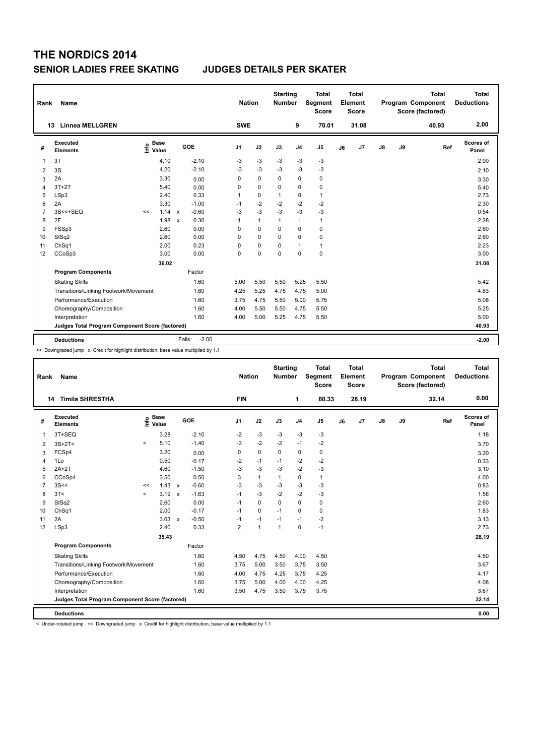# THE NORDICS 2014

## SENIOR LADIES FREE SKATING JUDGES DETAILS PER SKATER

| Rank | Name | Nation | Starting Number | Total Segment Score | Total Element Score | Total Program Component Score (factored) | Total Deductions |
|---|---|---|---|---|---|---|---|
| 13 | Linnea MELLGREN | SWE | 9 | 70.01 | 31.08 | 40.93 | 2.00 |

| # | Executed Elements | Info | Base Value | | GOE | J1 | J2 | J3 | J4 | J5 | J6 | J7 | J8 | J9 | Ref | Scores of Panel |
|---|---|---|---|---|---|---|---|---|---|---|---|---|---|---|---|---|
| 1 | 3T | | 4.10 | | -2.10 | -3 | -3 | -3 | -3 | -3 | | | | | | 2.00 |
| 2 | 3S | | 4.20 | | -2.10 | -3 | -3 | -3 | -3 | -3 | | | | | | 2.10 |
| 3 | 2A | | 3.30 | | 0.00 | 0 | 0 | 0 | 0 | 0 | | | | | | 3.30 |
| 4 | 3T+2T | | 5.40 | | 0.00 | 0 | 0 | 0 | 0 | 0 | | | | | | 5.40 |
| 5 | LSp3 | | 2.40 | | 0.33 | 1 | 0 | 1 | 0 | 1 | | | | | | 2.73 |
| 6 | 2A | | 3.30 | | -1.00 | -1 | -2 | -2 | -2 | -2 | | | | | | 2.30 |
| 7 | 3S<<+SEQ | << | 1.14 | x | -0.60 | -3 | -3 | -3 | -3 | -3 | | | | | | 0.54 |
| 8 | 2F | | 1.98 | x | 0.30 | 1 | 1 | 1 | 1 | 1 | | | | | | 2.28 |
| 9 | FSSp3 | | 2.60 | | 0.00 | 0 | 0 | 0 | 0 | 0 | | | | | | 2.60 |
| 10 | StSq2 | | 2.60 | | 0.00 | 0 | 0 | 0 | 0 | 0 | | | | | | 2.60 |
| 11 | ChSq1 | | 2.00 | | 0.23 | 0 | 0 | 0 | 1 | 1 | | | | | | 2.23 |
| 12 | CCoSp3 | | 3.00 | | 0.00 | 0 | 0 | 0 | 0 | 0 | | | | | | 3.00 |
| | | | 36.02 | | | | | | | | | | | | | 31.08 |
| | **Program Components** | | | | Factor | | | | | | | | | | | |
| | Skating Skills | | | | 1.60 | 5.00 | 5.50 | 5.50 | 5.25 | 5.50 | | | | | | 5.42 |
| | Transitions/Linking Footwork/Movement | | | | 1.60 | 4.25 | 5.25 | 4.75 | 4.75 | 5.00 | | | | | | 4.83 |
| | Performance/Execution | | | | 1.60 | 3.75 | 4.75 | 5.50 | 5.00 | 5.75 | | | | | | 5.08 |
| | Choreography/Composition | | | | 1.60 | 4.00 | 5.50 | 5.50 | 4.75 | 5.50 | | | | | | 5.25 |
| | Interpretation | | | | 1.60 | 4.00 | 5.00 | 5.25 | 4.75 | 5.50 | | | | | | 5.00 |
| | **Judges Total Program Component Score (factored)** | | | | | | | | | | | | | | | 40.93 |
| | **Deductions** | | | | Falls: -2.00 | | | | | | | | | | | -2.00 |

<< Downgraded jump x Credit for highlight distribution, base value multiplied by 1.1

| Rank | Name | Nation | Starting Number | Total Segment Score | Total Element Score | Total Program Component Score (factored) | Total Deductions |
|---|---|---|---|---|---|---|---|
| 14 | Timila SHRESTHA | FIN | 1 | 60.33 | 28.19 | 32.14 | 0.00 |

| # | Executed Elements | Info | Base Value | | GOE | J1 | J2 | J3 | J4 | J5 | J6 | J7 | J8 | J9 | Ref | Scores of Panel |
|---|---|---|---|---|---|---|---|---|---|---|---|---|---|---|---|---|
| 1 | 3T+SEQ | | 3.28 | | -2.10 | -2 | -3 | -3 | -3 | -3 | | | | | | 1.18 |
| 2 | 3S+2T< | < | 5.10 | | -1.40 | -3 | -2 | -2 | -1 | -2 | | | | | | 3.70 |
| 3 | FCSp4 | | 3.20 | | 0.00 | 0 | 0 | 0 | 0 | 0 | | | | | | 3.20 |
| 4 | 1Lo | | 0.50 | | -0.17 | -2 | -1 | -1 | -2 | -2 | | | | | | 0.33 |
| 5 | 2A+2T | | 4.60 | | -1.50 | -3 | -3 | -3 | -2 | -3 | | | | | | 3.10 |
| 6 | CCoSp4 | | 3.50 | | 0.50 | 3 | 1 | 1 | 0 | 1 | | | | | | 4.00 |
| 7 | 3S<< | << | 1.43 | x | -0.60 | -3 | -3 | -3 | -3 | -3 | | | | | | 0.83 |
| 8 | 3T< | < | 3.19 | x | -1.63 | -1 | -3 | -2 | -2 | -3 | | | | | | 1.56 |
| 9 | StSq2 | | 2.60 | | 0.00 | -1 | 0 | 0 | 0 | 0 | | | | | | 2.60 |
| 10 | ChSq1 | | 2.00 | | -0.17 | -1 | 0 | -1 | 0 | 0 | | | | | | 1.83 |
| 11 | 2A | | 3.63 | x | -0.50 | -1 | -1 | -1 | -1 | -2 | | | | | | 3.13 |
| 12 | LSp3 | | 2.40 | | 0.33 | 2 | 1 | 1 | 0 | -1 | | | | | | 2.73 |
| | | | 35.43 | | | | | | | | | | | | | 28.19 |
| | **Program Components** | | | | Factor | | | | | | | | | | | |
| | Skating Skills | | | | 1.60 | 4.50 | 4.75 | 4.50 | 4.00 | 4.50 | | | | | | 4.50 |
| | Transitions/Linking Footwork/Movement | | | | 1.60 | 3.75 | 5.00 | 3.50 | 3.75 | 3.50 | | | | | | 3.67 |
| | Performance/Execution | | | | 1.60 | 4.00 | 4.75 | 4.25 | 3.75 | 4.25 | | | | | | 4.17 |
| | Choreography/Composition | | | | 1.60 | 3.75 | 5.00 | 4.00 | 4.00 | 4.25 | | | | | | 4.08 |
| | Interpretation | | | | 1.60 | 3.50 | 4.75 | 3.50 | 3.75 | 3.75 | | | | | | 3.67 |
| | **Judges Total Program Component Score (factored)** | | | | | | | | | | | | | | | 32.14 |
| | **Deductions** | | | | | | | | | | | | | | | 0.00 |

< Under-rotated jump << Downgraded jump x Credit for highlight distribution, base value multiplied by 1.1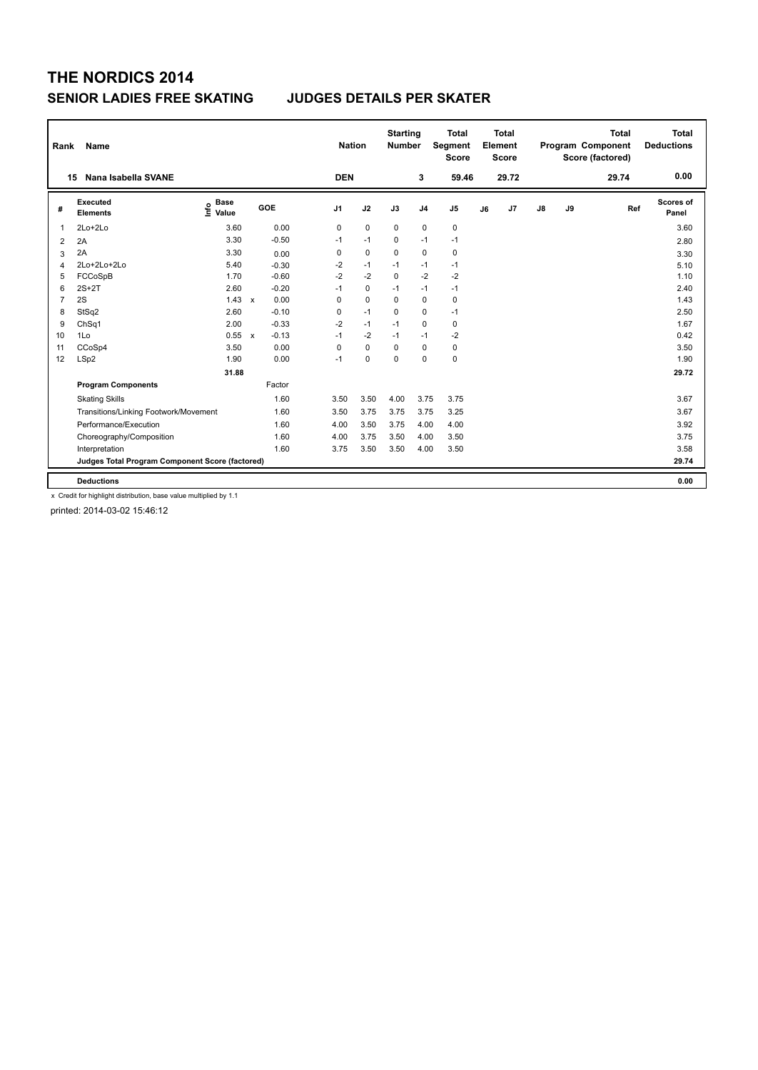# THE NORDICS 2014

## SENIOR LADIES FREE SKATING JUDGES DETAILS PER SKATER

| Rank | Name | Nation | Starting Number | Total Segment Score | Total Element Score | Total Program Component Score (factored) | Total Deductions |
|---|---|---|---|---|---|---|---|
| 15 | Nana Isabella SVANE | DEN | 3 | 59.46 | 29.72 | 29.74 | 0.00 |

| # | Executed Elements | Info | Base Value | | GOE | J1 | J2 | J3 | J4 | J5 | J6 | J7 | J8 | J9 | Ref | Scores of Panel |
|---|---|---|---|---|---|---|---|---|---|---|---|---|---|---|---|---|
| 1 | 2Lo+2Lo | | 3.60 | | 0.00 | 0 | 0 | 0 | 0 | 0 | | | | | | 3.60 |
| 2 | 2A | | 3.30 | | -0.50 | -1 | -1 | 0 | -1 | -1 | | | | | | 2.80 |
| 3 | 2A | | 3.30 | | 0.00 | 0 | 0 | 0 | 0 | 0 | | | | | | 3.30 |
| 4 | 2Lo+2Lo+2Lo | | 5.40 | | -0.30 | -2 | -1 | -1 | -1 | -1 | | | | | | 5.10 |
| 5 | FCCoSpB | | 1.70 | | -0.60 | -2 | -2 | 0 | -2 | -2 | | | | | | 1.10 |
| 6 | 2S+2T | | 2.60 | | -0.20 | -1 | 0 | -1 | -1 | -1 | | | | | | 2.40 |
| 7 | 2S | | 1.43 | x | 0.00 | 0 | 0 | 0 | 0 | 0 | | | | | | 1.43 |
| 8 | StSq2 | | 2.60 | | -0.10 | 0 | -1 | 0 | 0 | -1 | | | | | | 2.50 |
| 9 | ChSq1 | | 2.00 | | -0.33 | -2 | -1 | -1 | 0 | 0 | | | | | | 1.67 |
| 10 | 1Lo | | 0.55 | x | -0.13 | -1 | -2 | -1 | -1 | -2 | | | | | | 0.42 |
| 11 | CCoSp4 | | 3.50 | | 0.00 | 0 | 0 | 0 | 0 | 0 | | | | | | 3.50 |
| 12 | LSp2 | | 1.90 | | 0.00 | -1 | 0 | 0 | 0 | 0 | | | | | | 1.90 |
| | | | 31.88 | | | | | | | | | | | | | 29.72 |
| | **Program Components** | | | | Factor | | | | | | | | | | | |
| | Skating Skills | | | | 1.60 | 3.50 | 3.50 | 4.00 | 3.75 | 3.75 | | | | | | 3.67 |
| | Transitions/Linking Footwork/Movement | | | | 1.60 | 3.50 | 3.75 | 3.75 | 3.75 | 3.25 | | | | | | 3.67 |
| | Performance/Execution | | | | 1.60 | 4.00 | 3.50 | 3.75 | 4.00 | 4.00 | | | | | | 3.92 |
| | Choreography/Composition | | | | 1.60 | 4.00 | 3.75 | 3.50 | 4.00 | 3.50 | | | | | | 3.75 |
| | Interpretation | | | | 1.60 | 3.75 | 3.50 | 3.50 | 4.00 | 3.50 | | | | | | 3.58 |
| | **Judges Total Program Component Score (factored)** | | | | | | | | | | | | | | | 29.74 |
| | **Deductions** | | | | | | | | | | | | | | | 0.00 |

x Credit for highlight distribution, base value multiplied by 1.1

printed: 2014-03-02 15:46:12